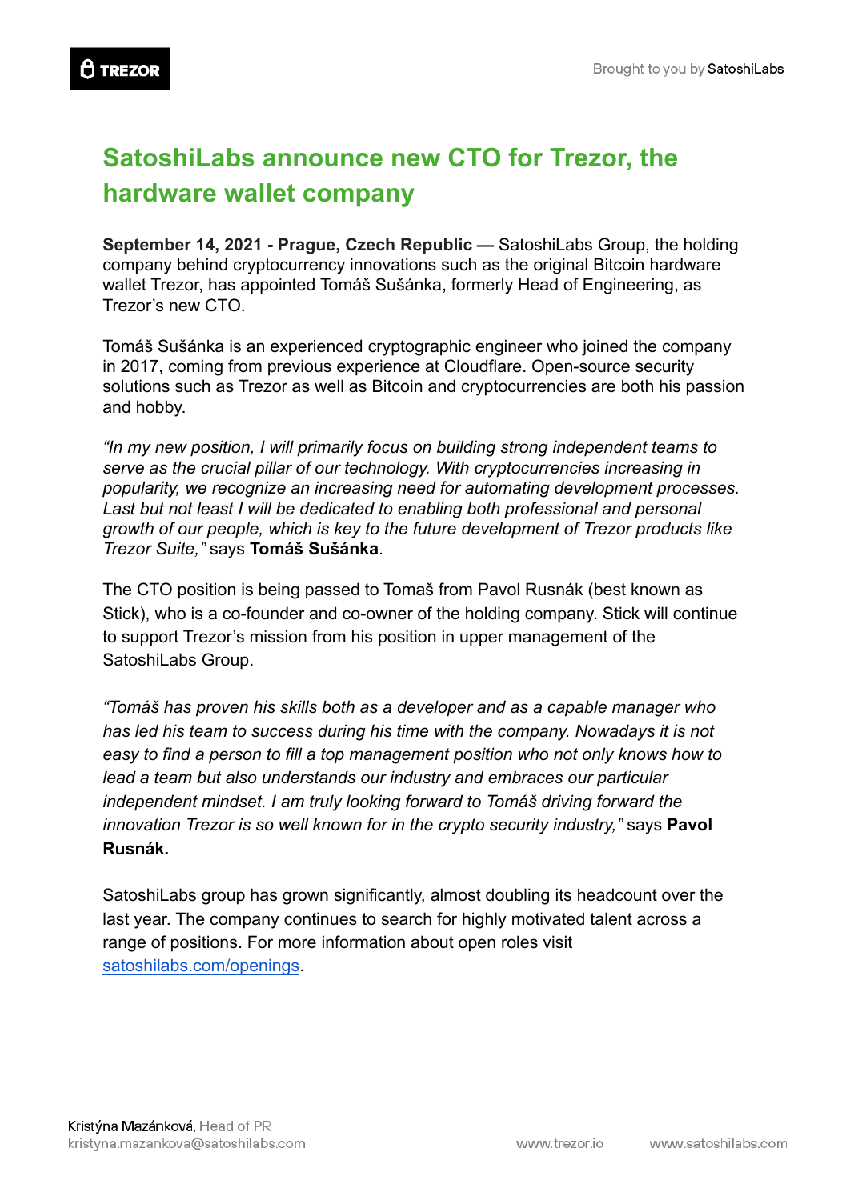# SatoshiLabs announce new CTO for Trezor, the hardware wallet company

**September 14, 2021 - Prague, Czech Republic —** SatoshiLabs Group, the holding company behind cryptocurrency innovations such as the original Bitcoin hardware wallet Trezor, has appointed Tomáš Sušánka, formerly Head of Engineering, as Trezor's new CTO.

Tomáš Sušánka is an experienced cryptographic engineer who joined the company in 2017, coming from previous experience at Cloudflare. Open-source security solutions such as Trezor as well as Bitcoin and cryptocurrencies are both his passion and hobby.

*"In my new position, I will primarily focus on building strong independent teams to serve as the crucial pillar of our technology. With cryptocurrencies increasing in popularity, we recognize an increasing need for automating development processes. Last but not least I will be dedicated to enabling both professional and personal growth of our people, which is key to the future development of Trezor products like Trezor Suite,"* says **Tomáš Sušánka**.

The CTO position is being passed to Tomaš from Pavol Rusnák (best known as Stick), who is a co-founder and co-owner of the holding company. Stick will continue to support Trezor's mission from his position in upper management of the SatoshiLabs Group.

*"Tomáš has proven his skills both as a developer and as a capable manager who has led his team to success during his time with the company. Nowadays it is not easy to find a person to fill a top management position who not only knows how to lead a team but also understands our industry and embraces our particular independent mindset. I am truly looking forward to Tomáš driving forward the innovation Trezor is so well known for in the crypto security industry,"* says **Pavol Rusnák.**

SatoshiLabs group has grown significantly, almost doubling its headcount over the last year. The company continues to search for highly motivated talent across a range of positions. For more information about open roles visit [satoshilabs.com/openings](satoshilabs.com/openings).

Kristýna Mazánková, Head of PR
kristyna.mazankova@satoshilabs.com

www.trezor.io www.satoshilabs.com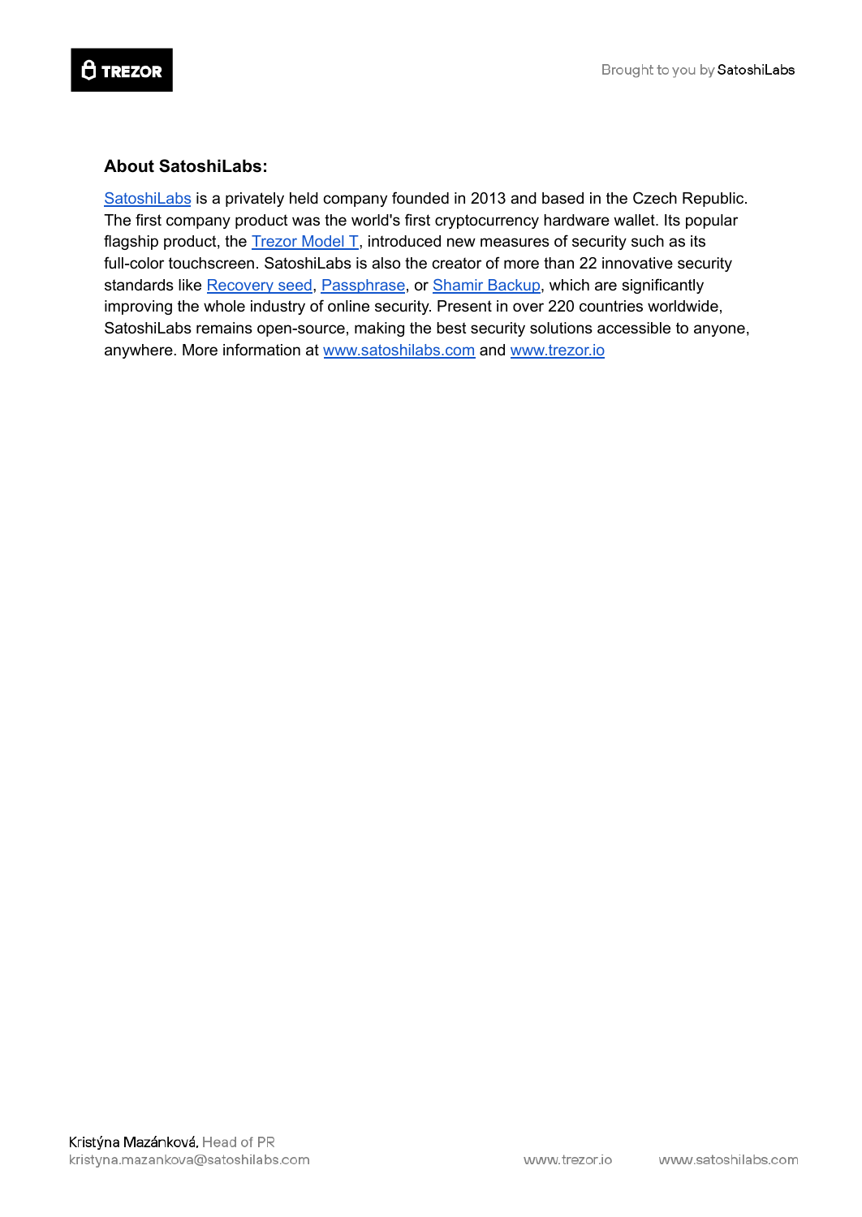**About SatoshiLabs:**

SatoshiLabs is a privately held company founded in 2013 and based in the Czech Republic. The first company product was the world's first cryptocurrency hardware wallet. Its popular flagship product, the Trezor Model T, introduced new measures of security such as its full-color touchscreen. SatoshiLabs is also the creator of more than 22 innovative security standards like Recovery seed, Passphrase, or Shamir Backup, which are significantly improving the whole industry of online security. Present in over 220 countries worldwide, SatoshiLabs remains open-source, making the best security solutions accessible to anyone, anywhere. More information at www.satoshilabs.com and www.trezor.io

Kristýna Mazánková, Head of PR
kristyna.mazankova@satoshilabs.com